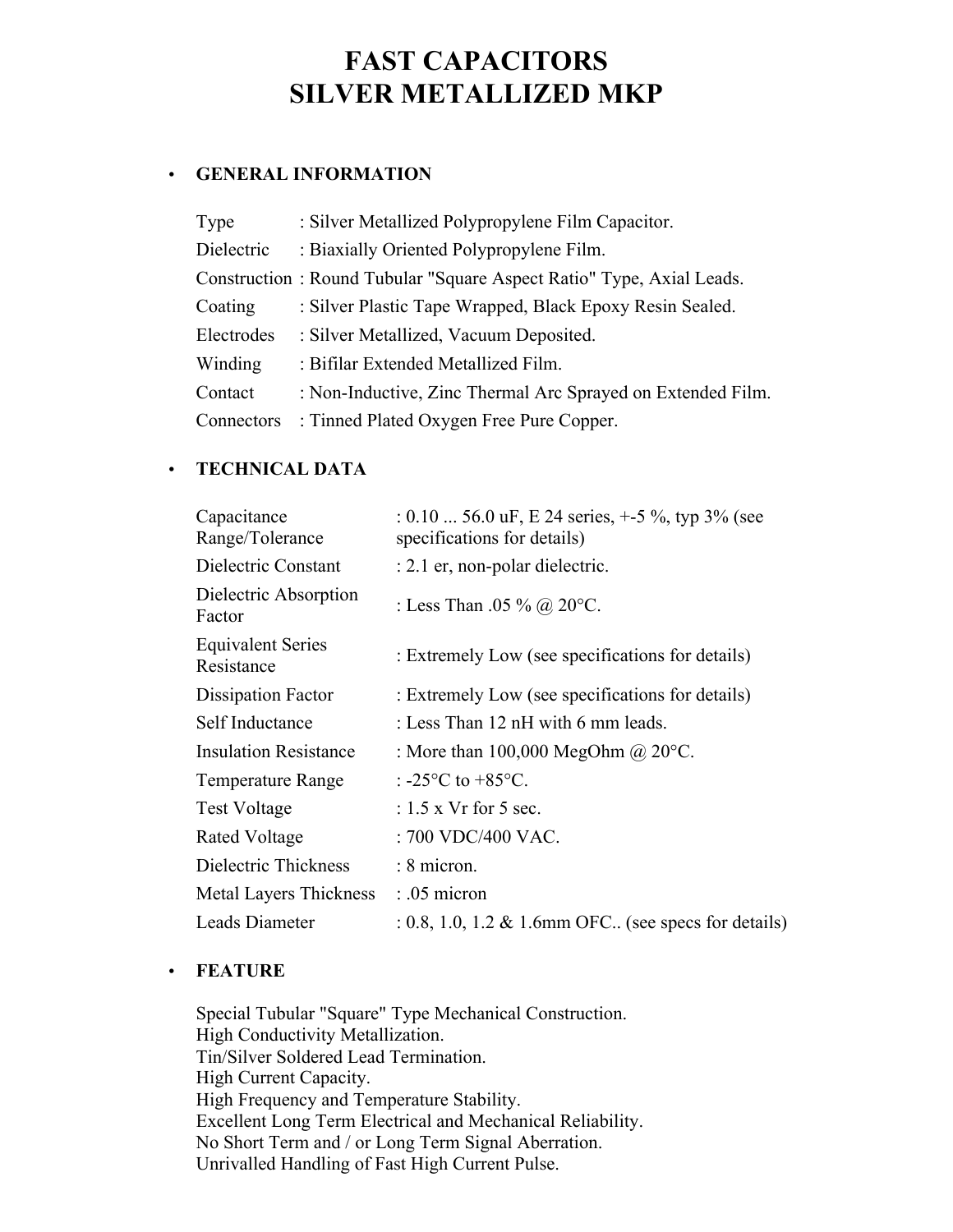# FAST CAPACITORS
# SILVER METALLIZED MKP

- **GENERAL INFORMATION**

| | |
|---|---|
| Type | : Silver Metallized Polypropylene Film Capacitor. |
| Dielectric | : Biaxially Oriented Polypropylene Film. |
| Construction | : Round Tubular "Square Aspect Ratio" Type, Axial Leads. |
| Coating | : Silver Plastic Tape Wrapped, Black Epoxy Resin Sealed. |
| Electrodes | : Silver Metallized, Vacuum Deposited. |
| Winding | : Bifilar Extended Metallized Film. |
| Contact | : Non-Inductive, Zinc Thermal Arc Sprayed on Extended Film. |
| Connectors | : Tinned Plated Oxygen Free Pure Copper. |

- **TECHNICAL DATA**

| | |
|---|---|
| Capacitance Range/Tolerance | : 0.10 ... 56.0 uF, E 24 series, +-5 %, typ 3% (see specifications for details) |
| Dielectric Constant | : 2.1 er, non-polar dielectric. |
| Dielectric Absorption Factor | : Less Than .05 % @ 20°C. |
| Equivalent Series Resistance | : Extremely Low (see specifications for details) |
| Dissipation Factor | : Extremely Low (see specifications for details) |
| Self Inductance | : Less Than 12 nH with 6 mm leads. |
| Insulation Resistance | : More than 100,000 MegOhm @ 20°C. |
| Temperature Range | : -25°C to +85°C. |
| Test Voltage | : 1.5 x Vr for 5 sec. |
| Rated Voltage | : 700 VDC/400 VAC. |
| Dielectric Thickness | : 8 micron. |
| Metal Layers Thickness | : .05 micron |
| Leads Diameter | : 0.8, 1.0, 1.2 & 1.6mm OFC.. (see specs for details) |

- **FEATURE**

Special Tubular "Square" Type Mechanical Construction.
High Conductivity Metallization.
Tin/Silver Soldered Lead Termination.
High Current Capacity.
High Frequency and Temperature Stability.
Excellent Long Term Electrical and Mechanical Reliability.
No Short Term and / or Long Term Signal Aberration.
Unrivalled Handling of Fast High Current Pulse.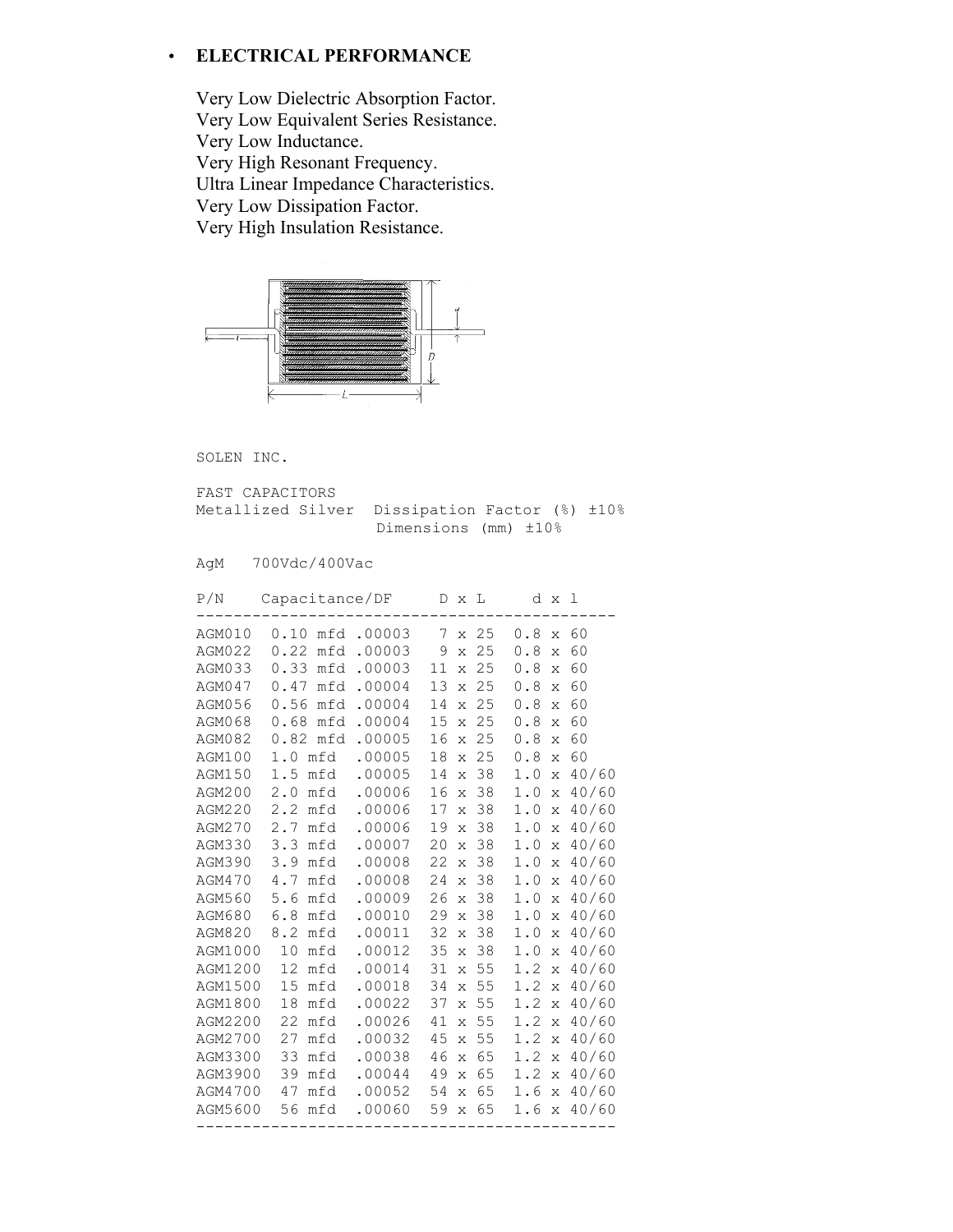- **ELECTRICAL PERFORMANCE**

  Very Low Dielectric Absorption Factor.
  Very Low Equivalent Series Resistance.
  Very Low Inductance.
  Very High Resonant Frequency.
  Ultra Linear Impedance Characteristics.
  Very Low Dissipation Factor.
  Very High Insulation Resistance.

SOLEN INC.

FAST CAPACITORS
Metallized Silver Dissipation Factor (%) ±10%
Dimensions (mm) ±10%

AgM 700Vdc/400Vac

| P/N | Capacitance/DF | | D x L | d x l |
|---|---|---|---|---|
| AGM010 | 0.10 mfd | .00003 | 7 x 25 | 0.8 x 60 |
| AGM022 | 0.22 mfd | .00003 | 9 x 25 | 0.8 x 60 |
| AGM033 | 0.33 mfd | .00003 | 11 x 25 | 0.8 x 60 |
| AGM047 | 0.47 mfd | .00004 | 13 x 25 | 0.8 x 60 |
| AGM056 | 0.56 mfd | .00004 | 14 x 25 | 0.8 x 60 |
| AGM068 | 0.68 mfd | .00004 | 15 x 25 | 0.8 x 60 |
| AGM082 | 0.82 mfd | .00005 | 16 x 25 | 0.8 x 60 |
| AGM100 | 1.0 mfd | .00005 | 18 x 25 | 0.8 x 60 |
| AGM150 | 1.5 mfd | .00005 | 14 x 38 | 1.0 x 40/60 |
| AGM200 | 2.0 mfd | .00006 | 16 x 38 | 1.0 x 40/60 |
| AGM220 | 2.2 mfd | .00006 | 17 x 38 | 1.0 x 40/60 |
| AGM270 | 2.7 mfd | .00006 | 19 x 38 | 1.0 x 40/60 |
| AGM330 | 3.3 mfd | .00007 | 20 x 38 | 1.0 x 40/60 |
| AGM390 | 3.9 mfd | .00008 | 22 x 38 | 1.0 x 40/60 |
| AGM470 | 4.7 mfd | .00008 | 24 x 38 | 1.0 x 40/60 |
| AGM560 | 5.6 mfd | .00009 | 26 x 38 | 1.0 x 40/60 |
| AGM680 | 6.8 mfd | .00010 | 29 x 38 | 1.0 x 40/60 |
| AGM820 | 8.2 mfd | .00011 | 32 x 38 | 1.0 x 40/60 |
| AGM1000 | 10 mfd | .00012 | 35 x 38 | 1.0 x 40/60 |
| AGM1200 | 12 mfd | .00014 | 31 x 55 | 1.2 x 40/60 |
| AGM1500 | 15 mfd | .00018 | 34 x 55 | 1.2 x 40/60 |
| AGM1800 | 18 mfd | .00022 | 37 x 55 | 1.2 x 40/60 |
| AGM2200 | 22 mfd | .00026 | 41 x 55 | 1.2 x 40/60 |
| AGM2700 | 27 mfd | .00032 | 45 x 55 | 1.2 x 40/60 |
| AGM3300 | 33 mfd | .00038 | 46 x 65 | 1.2 x 40/60 |
| AGM3900 | 39 mfd | .00044 | 49 x 65 | 1.2 x 40/60 |
| AGM4700 | 47 mfd | .00052 | 54 x 65 | 1.6 x 40/60 |
| AGM5600 | 56 mfd | .00060 | 59 x 65 | 1.6 x 40/60 |